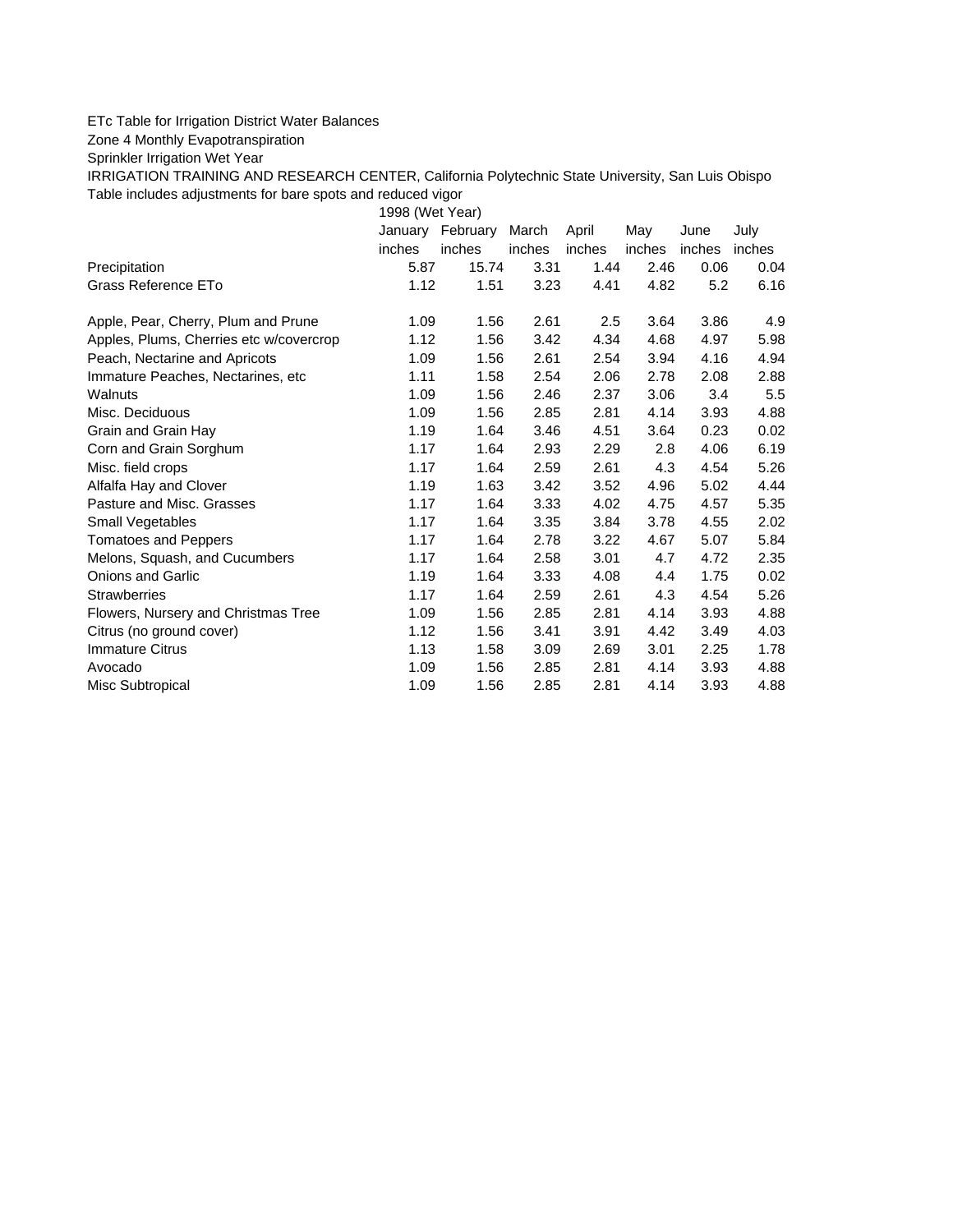ETc Table for Irrigation District Water Balances

Zone 4 Monthly Evapotranspiration

Sprinkler Irrigation Wet Year

IRRIGATION TRAINING AND RESEARCH CENTER, California Polytechnic State University, San Luis Obispo

Table includes adjustments for bare spots and reduced vigor

| | 1998 (Wet Year) | | | | | | |
|---|---|---|---|---|---|---|---|
| | January | February | March | April | May | June | July |
| | inches | inches | inches | inches | inches | inches | inches |
| Precipitation | 5.87 | 15.74 | 3.31 | 1.44 | 2.46 | 0.06 | 0.04 |
| Grass Reference ETo | 1.12 | 1.51 | 3.23 | 4.41 | 4.82 | 5.2 | 6.16 |
| | | | | | | | |
| Apple, Pear, Cherry, Plum and Prune | 1.09 | 1.56 | 2.61 | 2.5 | 3.64 | 3.86 | 4.9 |
| Apples, Plums, Cherries etc w/covercrop | 1.12 | 1.56 | 3.42 | 4.34 | 4.68 | 4.97 | 5.98 |
| Peach, Nectarine and Apricots | 1.09 | 1.56 | 2.61 | 2.54 | 3.94 | 4.16 | 4.94 |
| Immature Peaches, Nectarines, etc | 1.11 | 1.58 | 2.54 | 2.06 | 2.78 | 2.08 | 2.88 |
| Walnuts | 1.09 | 1.56 | 2.46 | 2.37 | 3.06 | 3.4 | 5.5 |
| Misc. Deciduous | 1.09 | 1.56 | 2.85 | 2.81 | 4.14 | 3.93 | 4.88 |
| Grain and Grain Hay | 1.19 | 1.64 | 3.46 | 4.51 | 3.64 | 0.23 | 0.02 |
| Corn and Grain Sorghum | 1.17 | 1.64 | 2.93 | 2.29 | 2.8 | 4.06 | 6.19 |
| Misc. field crops | 1.17 | 1.64 | 2.59 | 2.61 | 4.3 | 4.54 | 5.26 |
| Alfalfa Hay and Clover | 1.19 | 1.63 | 3.42 | 3.52 | 4.96 | 5.02 | 4.44 |
| Pasture and Misc. Grasses | 1.17 | 1.64 | 3.33 | 4.02 | 4.75 | 4.57 | 5.35 |
| Small Vegetables | 1.17 | 1.64 | 3.35 | 3.84 | 3.78 | 4.55 | 2.02 |
| Tomatoes and Peppers | 1.17 | 1.64 | 2.78 | 3.22 | 4.67 | 5.07 | 5.84 |
| Melons, Squash, and Cucumbers | 1.17 | 1.64 | 2.58 | 3.01 | 4.7 | 4.72 | 2.35 |
| Onions and Garlic | 1.19 | 1.64 | 3.33 | 4.08 | 4.4 | 1.75 | 0.02 |
| Strawberries | 1.17 | 1.64 | 2.59 | 2.61 | 4.3 | 4.54 | 5.26 |
| Flowers, Nursery and Christmas Tree | 1.09 | 1.56 | 2.85 | 2.81 | 4.14 | 3.93 | 4.88 |
| Citrus (no ground cover) | 1.12 | 1.56 | 3.41 | 3.91 | 4.42 | 3.49 | 4.03 |
| Immature Citrus | 1.13 | 1.58 | 3.09 | 2.69 | 3.01 | 2.25 | 1.78 |
| Avocado | 1.09 | 1.56 | 2.85 | 2.81 | 4.14 | 3.93 | 4.88 |
| Misc Subtropical | 1.09 | 1.56 | 2.85 | 2.81 | 4.14 | 3.93 | 4.88 |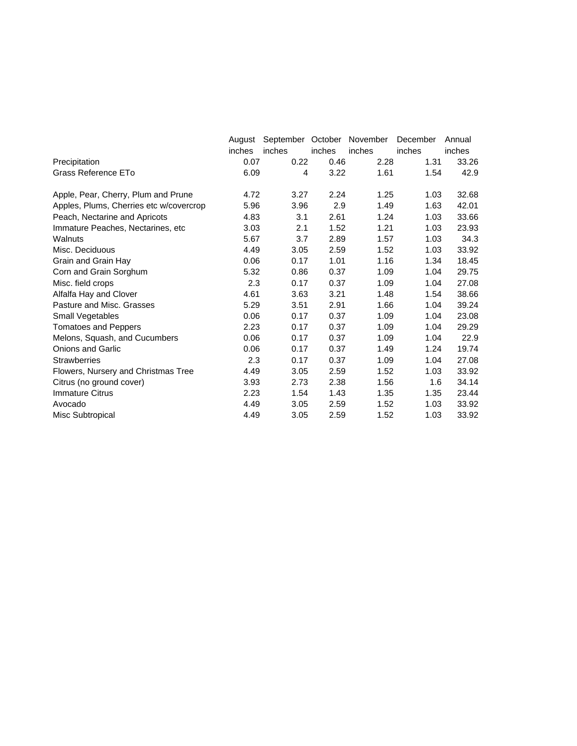| | August inches | September inches | October inches | November inches | December inches | Annual inches |
|---|---|---|---|---|---|---|
| Precipitation | 0.07 | 0.22 | 0.46 | 2.28 | 1.31 | 33.26 |
| Grass Reference ETo | 6.09 | 4 | 3.22 | 1.61 | 1.54 | 42.9 |
| | | | | | | |
| Apple, Pear, Cherry, Plum and Prune | 4.72 | 3.27 | 2.24 | 1.25 | 1.03 | 32.68 |
| Apples, Plums, Cherries etc w/covercrop | 5.96 | 3.96 | 2.9 | 1.49 | 1.63 | 42.01 |
| Peach, Nectarine and Apricots | 4.83 | 3.1 | 2.61 | 1.24 | 1.03 | 33.66 |
| Immature Peaches, Nectarines, etc | 3.03 | 2.1 | 1.52 | 1.21 | 1.03 | 23.93 |
| Walnuts | 5.67 | 3.7 | 2.89 | 1.57 | 1.03 | 34.3 |
| Misc. Deciduous | 4.49 | 3.05 | 2.59 | 1.52 | 1.03 | 33.92 |
| Grain and Grain Hay | 0.06 | 0.17 | 1.01 | 1.16 | 1.34 | 18.45 |
| Corn and Grain Sorghum | 5.32 | 0.86 | 0.37 | 1.09 | 1.04 | 29.75 |
| Misc. field crops | 2.3 | 0.17 | 0.37 | 1.09 | 1.04 | 27.08 |
| Alfalfa Hay and Clover | 4.61 | 3.63 | 3.21 | 1.48 | 1.54 | 38.66 |
| Pasture and Misc. Grasses | 5.29 | 3.51 | 2.91 | 1.66 | 1.04 | 39.24 |
| Small Vegetables | 0.06 | 0.17 | 0.37 | 1.09 | 1.04 | 23.08 |
| Tomatoes and Peppers | 2.23 | 0.17 | 0.37 | 1.09 | 1.04 | 29.29 |
| Melons, Squash, and Cucumbers | 0.06 | 0.17 | 0.37 | 1.09 | 1.04 | 22.9 |
| Onions and Garlic | 0.06 | 0.17 | 0.37 | 1.49 | 1.24 | 19.74 |
| Strawberries | 2.3 | 0.17 | 0.37 | 1.09 | 1.04 | 27.08 |
| Flowers, Nursery and Christmas Tree | 4.49 | 3.05 | 2.59 | 1.52 | 1.03 | 33.92 |
| Citrus (no ground cover) | 3.93 | 2.73 | 2.38 | 1.56 | 1.6 | 34.14 |
| Immature Citrus | 2.23 | 1.54 | 1.43 | 1.35 | 1.35 | 23.44 |
| Avocado | 4.49 | 3.05 | 2.59 | 1.52 | 1.03 | 33.92 |
| Misc Subtropical | 4.49 | 3.05 | 2.59 | 1.52 | 1.03 | 33.92 |